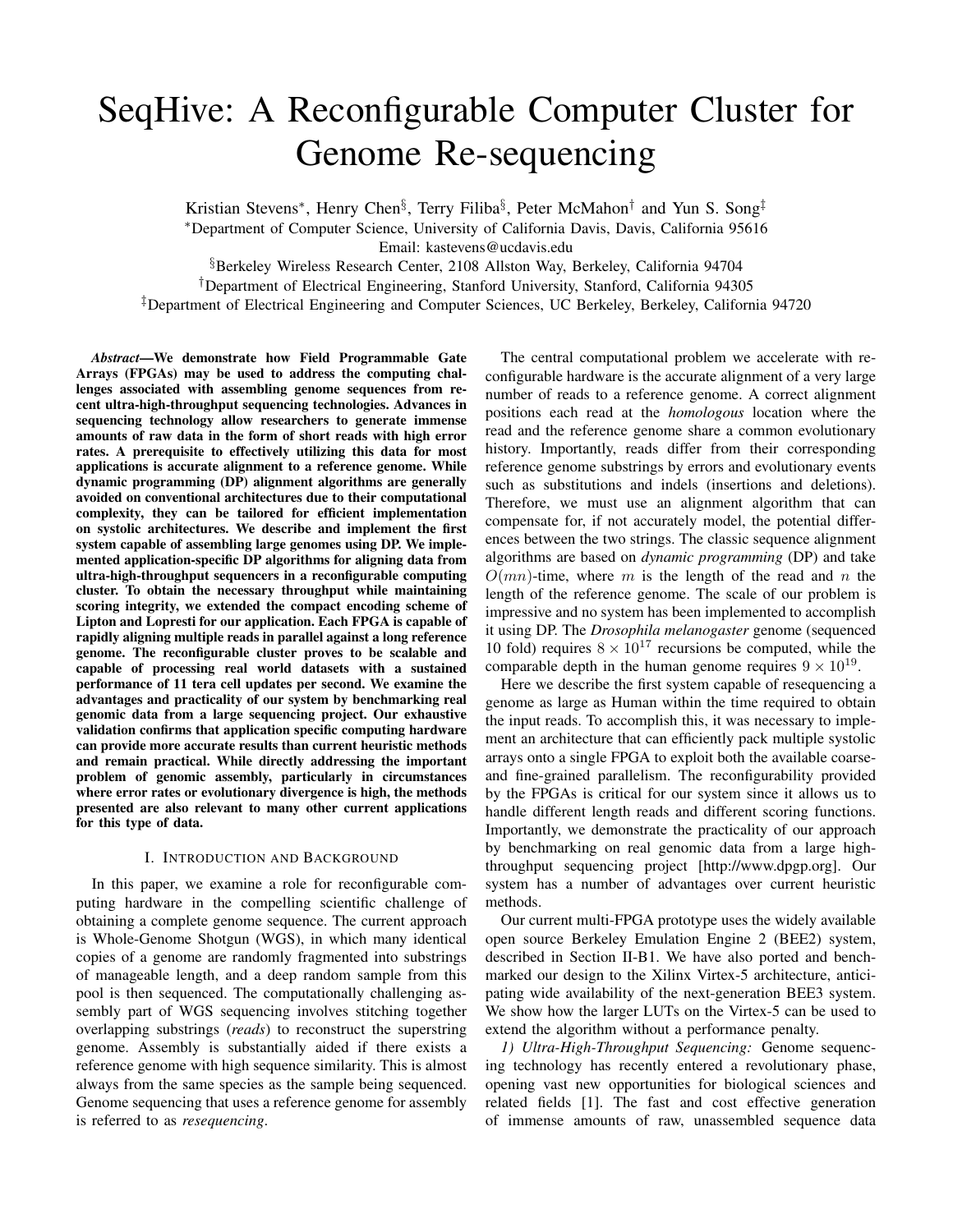# SeqHive: A Reconfigurable Computer Cluster for Genome Re-sequencing

Kristian Stevens*, Henry Chen§, Terry Filiba§, Peter McMahon† and Yun S. Song‡

*Department of Computer Science, University of California Davis, Davis, California 95616

Email: kastevens@ucdavis.edu

§Berkeley Wireless Research Center, 2108 Allston Way, Berkeley, California 94704

†Department of Electrical Engineering, Stanford University, Stanford, California 94305

‡Department of Electrical Engineering and Computer Sciences, UC Berkeley, Berkeley, California 94720

***Abstract*—We demonstrate how Field Programmable Gate Arrays (FPGAs) may be used to address the computing challenges associated with assembling genome sequences from recent ultra-high-throughput sequencing technologies. Advances in sequencing technology allow researchers to generate immense amounts of raw data in the form of short reads with high error rates. A prerequisite to effectively utilizing this data for most applications is accurate alignment to a reference genome. While dynamic programming (DP) alignment algorithms are generally avoided on conventional architectures due to their computational complexity, they can be tailored for efficient implementation on systolic architectures. We describe and implement the first system capable of assembling large genomes using DP. We implemented application-specific DP algorithms for aligning data from ultra-high-throughput sequencers in a reconfigurable computing cluster. To obtain the necessary throughput while maintaining scoring integrity, we extended the compact encoding scheme of Lipton and Lopresti for our application. Each FPGA is capable of rapidly aligning multiple reads in parallel against a long reference genome. The reconfigurable cluster proves to be scalable and capable of processing real world datasets with a sustained performance of 11 tera cell updates per second. We examine the advantages and practicality of our system by benchmarking real genomic data from a large sequencing project. Our exhaustive validation confirms that application specific computing hardware can provide more accurate results than current heuristic methods and remain practical. While directly addressing the important problem of genomic assembly, particularly in circumstances where error rates or evolutionary divergence is high, the methods presented are also relevant to many other current applications for this type of data.**

## I. Introduction and Background

In this paper, we examine a role for reconfigurable computing hardware in the compelling scientific challenge of obtaining a complete genome sequence. The current approach is Whole-Genome Shotgun (WGS), in which many identical copies of a genome are randomly fragmented into substrings of manageable length, and a deep random sample from this pool is then sequenced. The computationally challenging assembly part of WGS sequencing involves stitching together overlapping substrings (*reads*) to reconstruct the superstring genome. Assembly is substantially aided if there exists a reference genome with high sequence similarity. This is almost always from the same species as the sample being sequenced. Genome sequencing that uses a reference genome for assembly is referred to as *resequencing*.

The central computational problem we accelerate with reconfigurable hardware is the accurate alignment of a very large number of reads to a reference genome. A correct alignment positions each read at the *homologous* location where the read and the reference genome share a common evolutionary history. Importantly, reads differ from their corresponding reference genome substrings by errors and evolutionary events such as substitutions and indels (insertions and deletions). Therefore, we must use an alignment algorithm that can compensate for, if not accurately model, the potential differences between the two strings. The classic sequence alignment algorithms are based on *dynamic programming* (DP) and take $O(mn)$-time, where $m$ is the length of the read and $n$ the length of the reference genome. The scale of our problem is impressive and no system has been implemented to accomplish it using DP. The *Drosophila melanogaster* genome (sequenced 10 fold) requires $8 \times 10^{17}$ recursions be computed, while the comparable depth in the human genome requires $9 \times 10^{19}$.

Here we describe the first system capable of resequencing a genome as large as Human within the time required to obtain the input reads. To accomplish this, it was necessary to implement an architecture that can efficiently pack multiple systolic arrays onto a single FPGA to exploit both the available coarse- and fine-grained parallelism. The reconfigurability provided by the FPGAs is critical for our system since it allows us to handle different length reads and different scoring functions. Importantly, we demonstrate the practicality of our approach by benchmarking on real genomic data from a large high-throughput sequencing project [http://www.dpgp.org]. Our system has a number of advantages over current heuristic methods.

Our current multi-FPGA prototype uses the widely available open source Berkeley Emulation Engine 2 (BEE2) system, described in Section II-B1. We have also ported and benchmarked our design to the Xilinx Virtex-5 architecture, anticipating wide availability of the next-generation BEE3 system. We show how the larger LUTs on the Virtex-5 can be used to extend the algorithm without a performance penalty.

*1) Ultra-High-Throughput Sequencing:* Genome sequencing technology has recently entered a revolutionary phase, opening vast new opportunities for biological sciences and related fields [1]. The fast and cost effective generation of immense amounts of raw, unassembled sequence data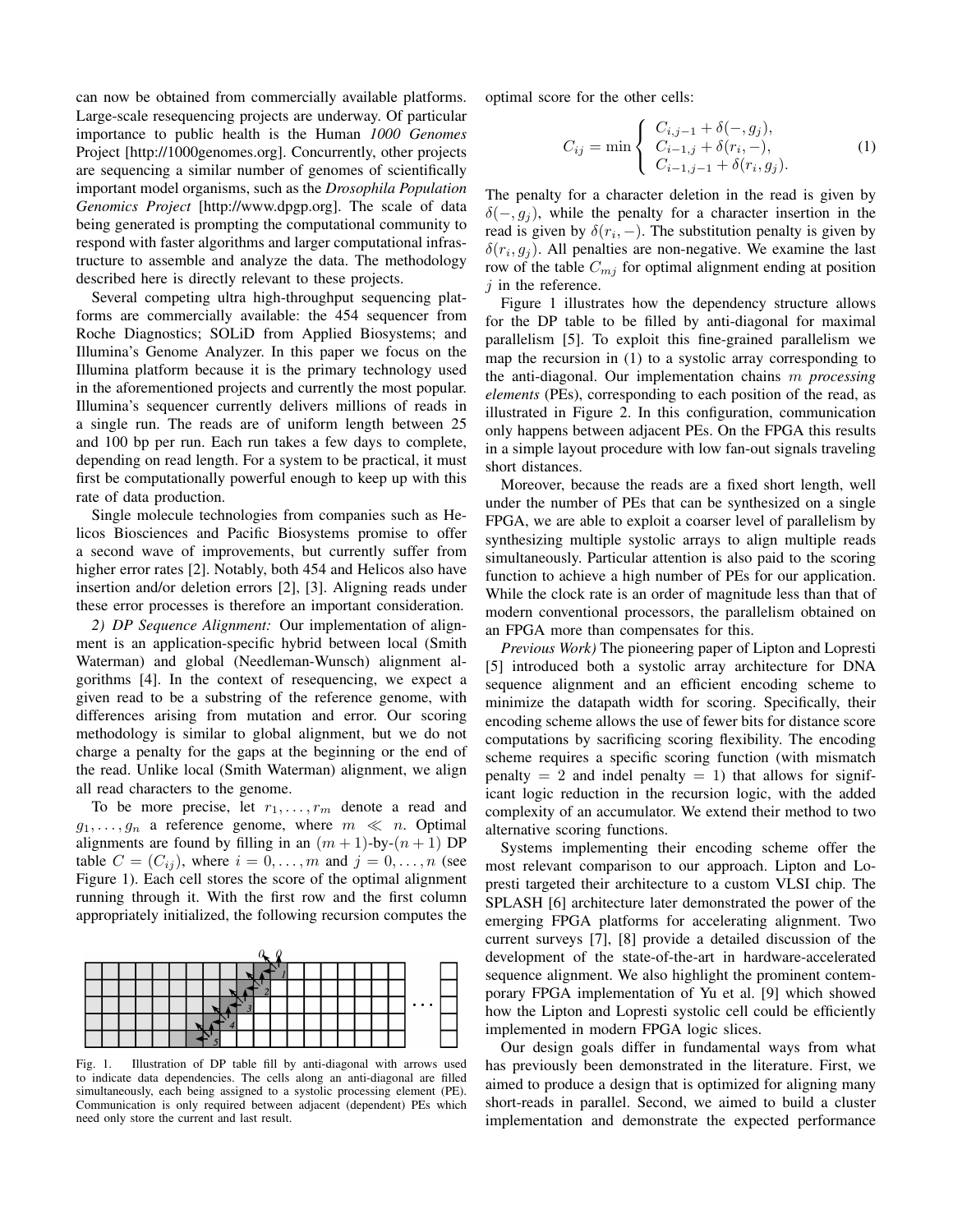can now be obtained from commercially available platforms. Large-scale resequencing projects are underway. Of particular importance to public health is the Human *1000 Genomes* Project [http://1000genomes.org]. Concurrently, other projects are sequencing a similar number of genomes of scientifically important model organisms, such as the *Drosophila Population Genomics Project* [http://www.dpgp.org]. The scale of data being generated is prompting the computational community to respond with faster algorithms and larger computational infrastructure to assemble and analyze the data. The methodology described here is directly relevant to these projects.

Several competing ultra high-throughput sequencing platforms are commercially available: the 454 sequencer from Roche Diagnostics; SOLiD from Applied Biosystems; and Illumina's Genome Analyzer. In this paper we focus on the Illumina platform because it is the primary technology used in the aforementioned projects and currently the most popular. Illumina's sequencer currently delivers millions of reads in a single run. The reads are of uniform length between 25 and 100 bp per run. Each run takes a few days to complete, depending on read length. For a system to be practical, it must first be computationally powerful enough to keep up with this rate of data production.

Single molecule technologies from companies such as Helicos Biosciences and Pacific Biosystems promise to offer a second wave of improvements, but currently suffer from higher error rates [2]. Notably, both 454 and Helicos also have insertion and/or deletion errors [2], [3]. Aligning reads under these error processes is therefore an important consideration.

*2) DP Sequence Alignment:* Our implementation of alignment is an application-specific hybrid between local (Smith Waterman) and global (Needleman-Wunsch) alignment algorithms [4]. In the context of resequencing, we expect a given read to be a substring of the reference genome, with differences arising from mutation and error. Our scoring methodology is similar to global alignment, but we do not charge a penalty for the gaps at the beginning or the end of the read. Unlike local (Smith Waterman) alignment, we align all read characters to the genome.

To be more precise, let $r_1, \ldots, r_m$ denote a read and $g_1, \ldots, g_n$ a reference genome, where $m \ll n$. Optimal alignments are found by filling in an $(m+1)$-by-$(n+1)$ DP table $C = (C_{ij})$, where $i = 0, \ldots, m$ and $j = 0, \ldots, n$ (see Figure 1). Each cell stores the score of the optimal alignment running through it. With the first row and the first column appropriately initialized, the following recursion computes the optimal score for the other cells:

$$C_{ij} = \min \begin{cases} C_{i,j-1} + \delta(-, g_j), \\ C_{i-1,j} + \delta(r_i, -), \\ C_{i-1,j-1} + \delta(r_i, g_j). \end{cases} \quad (1)$$

Fig. 1. Illustration of DP table fill by anti-diagonal with arrows used to indicate data dependencies. The cells along an anti-diagonal are filled simultaneously, each being assigned to a systolic processing element (PE). Communication is only required between adjacent (dependent) PEs which need only store the current and last result.

The penalty for a character deletion in the read is given by $\delta(-, g_j)$, while the penalty for a character insertion in the read is given by $\delta(r_i, -)$. The substitution penalty is given by $\delta(r_i, g_j)$. All penalties are non-negative. We examine the last row of the table $C_{mj}$ for optimal alignment ending at position $j$ in the reference.

Figure 1 illustrates how the dependency structure allows for the DP table to be filled by anti-diagonal for maximal parallelism [5]. To exploit this fine-grained parallelism we map the recursion in (1) to a systolic array corresponding to the anti-diagonal. Our implementation chains $m$ *processing elements* (PEs), corresponding to each position of the read, as illustrated in Figure 2. In this configuration, communication only happens between adjacent PEs. On the FPGA this results in a simple layout procedure with low fan-out signals traveling short distances.

Moreover, because the reads are a fixed short length, well under the number of PEs that can be synthesized on a single FPGA, we are able to exploit a coarser level of parallelism by synthesizing multiple systolic arrays to align multiple reads simultaneously. Particular attention is also paid to the scoring function to achieve a high number of PEs for our application. While the clock rate is an order of magnitude less than that of modern conventional processors, the parallelism obtained on an FPGA more than compensates for this.

*Previous Work)* The pioneering paper of Lipton and Lopresti [5] introduced both a systolic array architecture for DNA sequence alignment and an efficient encoding scheme to minimize the datapath width for scoring. Specifically, their encoding scheme allows the use of fewer bits for distance score computations by sacrificing scoring flexibility. The encoding scheme requires a specific scoring function (with mismatch penalty = 2 and indel penalty = 1) that allows for significant logic reduction in the recursion logic, with the added complexity of an accumulator. We extend their method to two alternative scoring functions.

Systems implementing their encoding scheme offer the most relevant comparison to our approach. Lipton and Lopresti targeted their architecture to a custom VLSI chip. The SPLASH [6] architecture later demonstrated the power of the emerging FPGA platforms for accelerating alignment. Two current surveys [7], [8] provide a detailed discussion of the development of the state-of-the-art in hardware-accelerated sequence alignment. We also highlight the prominent contemporary FPGA implementation of Yu et al. [9] which showed how the Lipton and Lopresti systolic cell could be efficiently implemented in modern FPGA logic slices.

Our design goals differ in fundamental ways from what has previously been demonstrated in the literature. First, we aimed to produce a design that is optimized for aligning many short-reads in parallel. Second, we aimed to build a cluster implementation and demonstrate the expected performance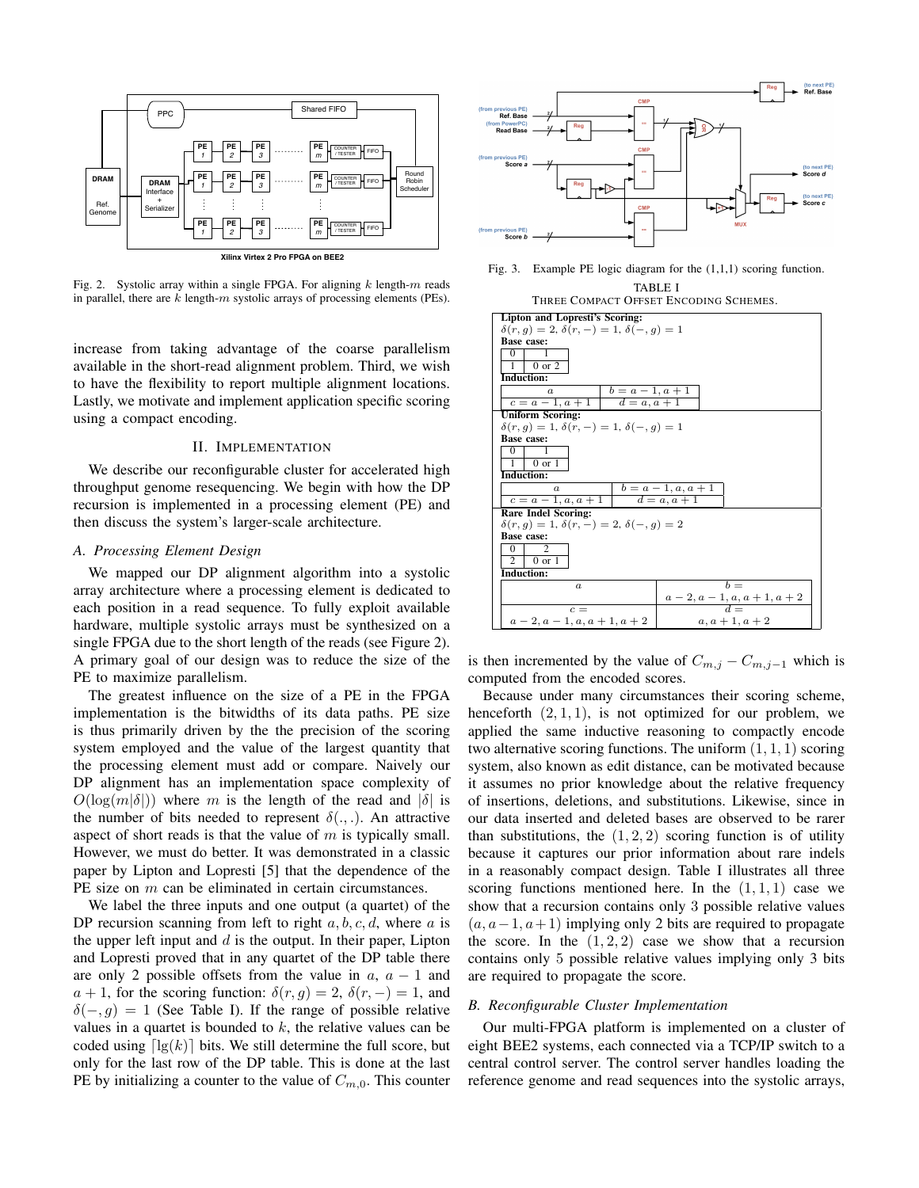Fig. 2. Systolic array within a single FPGA. For aligning $k$ length-$m$ reads in parallel, there are $k$ length-$m$ systolic arrays of processing elements (PEs).

increase from taking advantage of the coarse parallelism available in the short-read alignment problem. Third, we wish to have the flexibility to report multiple alignment locations. Lastly, we motivate and implement application specific scoring using a compact encoding.

## II. Implementation

We describe our reconfigurable cluster for accelerated high throughput genome resequencing. We begin with how the DP recursion is implemented in a processing element (PE) and then discuss the system's larger-scale architecture.

### A. Processing Element Design

We mapped our DP alignment algorithm into a systolic array architecture where a processing element is dedicated to each position in a read sequence. To fully exploit available hardware, multiple systolic arrays must be synthesized on a single FPGA due to the short length of the reads (see Figure 2). A primary goal of our design was to reduce the size of the PE to maximize parallelism.

The greatest influence on the size of a PE in the FPGA implementation is the bitwidths of its data paths. PE size is thus primarily driven by the the precision of the scoring system employed and the value of the largest quantity that the processing element must add or compare. Naively our DP alignment has an implementation space complexity of $O(\log(m|\delta|))$ where $m$ is the length of the read and $|\delta|$ is the number of bits needed to represent $\delta(.,.)$. An attractive aspect of short reads is that the value of $m$ is typically small. However, we must do better. It was demonstrated in a classic paper by Lipton and Lopresti [5] that the dependence of the PE size on $m$ can be eliminated in certain circumstances.

We label the three inputs and one output (a quartet) of the DP recursion scanning from left to right $a, b, c, d$, where $a$ is the upper left input and $d$ is the output. In their paper, Lipton and Lopresti proved that in any quartet of the DP table there are only 2 possible offsets from the value in $a$, $a-1$ and $a+1$, for the scoring function: $\delta(r,g) = 2$, $\delta(r,-) = 1$, and $\delta(-,g) = 1$ (See Table I). If the range of possible relative values in a quartet is bounded to $k$, the relative values can be coded using $\lceil \lg(k) \rceil$ bits. We still determine the full score, but only for the last row of the DP table. This is done at the last PE by initializing a counter to the value of $C_{m,0}$. This counter is then incremented by the value of $C_{m,j} - C_{m,j-1}$ which is computed from the encoded scores.

Fig. 3. Example PE logic diagram for the (1,1,1) scoring function.

TABLE I
Three Compact Offset Encoding Schemes.

**Lipton and Lopresti's Scoring:**
$\delta(r,g) = 2$, $\delta(r,-) = 1$, $\delta(-,g) = 1$

**Base case:**

| 0 | 1 |
|---|---|
| 1 | 0 or 2 |

**Induction:**

| $a$ | $b = a-1, a+1$ |
|---|---|
| $c = a-1, a+1$ | $d = a, a+1$ |

**Uniform Scoring:**
$\delta(r,g) = 1$, $\delta(r,-) = 1$, $\delta(-,g) = 1$

**Base case:**

| 0 | 1 |
|---|---|
| 1 | 0 or 1 |

**Induction:**

| $a$ | $b = a-1, a, a+1$ |
|---|---|
| $c = a-1, a, a+1$ | $d = a, a+1$ |

**Rare Indel Scoring:**
$\delta(r,g) = 1$, $\delta(r,-) = 2$, $\delta(-,g) = 2$

**Base case:**

| 0 | 2 |
|---|---|
| 2 | 0 or 1 |

**Induction:**

| $a$ | $b = a-2, a-1, a, a+1, a+2$ |
|---|---|
| $c = a-2, a-1, a, a+1, a+2$ | $d = a, a+1, a+2$ |

Because under many circumstances their scoring scheme, henceforth $(2,1,1)$, is not optimized for our problem, we applied the same inductive reasoning to compactly encode two alternative scoring functions. The uniform $(1,1,1)$ scoring system, also known as edit distance, can be motivated because it assumes no prior knowledge about the relative frequency of insertions, deletions, and substitutions. Likewise, since in our data inserted and deleted bases are observed to be rarer than substitutions, the $(1,2,2)$ scoring function is of utility because it captures our prior information about rare indels in a reasonably compact design. Table I illustrates all three scoring functions mentioned here. In the $(1,1,1)$ case we show that a recursion contains only 3 possible relative values $(a, a-1, a+1)$ implying only 2 bits are required to propagate the score. In the $(1,2,2)$ case we show that a recursion contains only 5 possible relative values implying only 3 bits are required to propagate the score.

### B. Reconfigurable Cluster Implementation

Our multi-FPGA platform is implemented on a cluster of eight BEE2 systems, each connected via a TCP/IP switch to a central control server. The control server handles loading the reference genome and read sequences into the systolic arrays,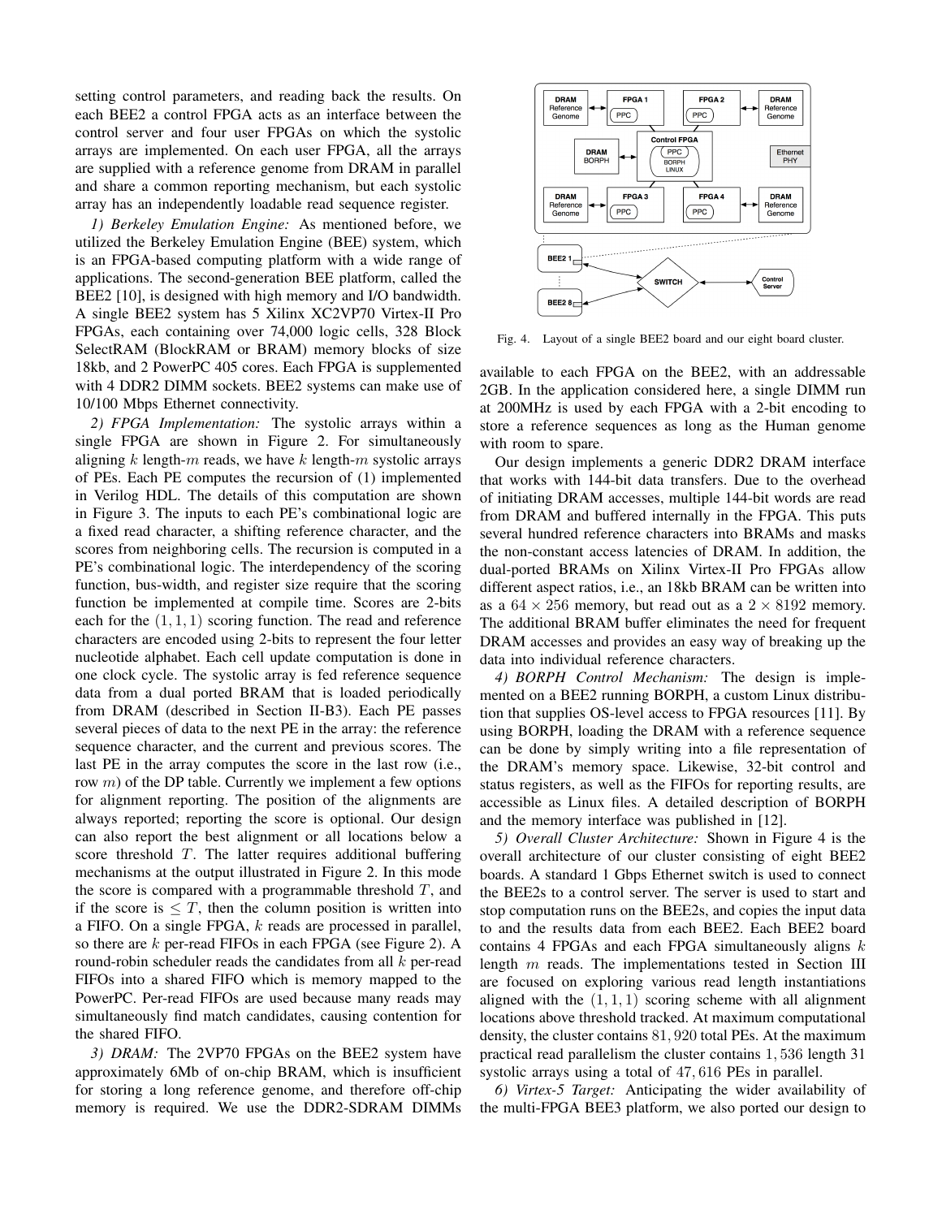setting control parameters, and reading back the results. On each BEE2 a control FPGA acts as an interface between the control server and four user FPGAs on which the systolic arrays are implemented. On each user FPGA, all the arrays are supplied with a reference genome from DRAM in parallel and share a common reporting mechanism, but each systolic array has an independently loadable read sequence register.

*1) Berkeley Emulation Engine:* As mentioned before, we utilized the Berkeley Emulation Engine (BEE) system, which is an FPGA-based computing platform with a wide range of applications. The second-generation BEE platform, called the BEE2 [10], is designed with high memory and I/O bandwidth. A single BEE2 system has 5 Xilinx XC2VP70 Virtex-II Pro FPGAs, each containing over 74,000 logic cells, 328 Block SelectRAM (BlockRAM or BRAM) memory blocks of size 18kb, and 2 PowerPC 405 cores. Each FPGA is supplemented with 4 DDR2 DIMM sockets. BEE2 systems can make use of 10/100 Mbps Ethernet connectivity.

*2) FPGA Implementation:* The systolic arrays within a single FPGA are shown in Figure 2. For simultaneously aligning $k$ length-$m$ reads, we have $k$ length-$m$ systolic arrays of PEs. Each PE computes the recursion of (1) implemented in Verilog HDL. The details of this computation are shown in Figure 3. The inputs to each PE's combinational logic are a fixed read character, a shifting reference character, and the scores from neighboring cells. The recursion is computed in a PE's combinational logic. The interdependency of the scoring function, bus-width, and register size require that the scoring function be implemented at compile time. Scores are 2-bits each for the $(1, 1, 1)$ scoring function. The read and reference characters are encoded using 2-bits to represent the four letter nucleotide alphabet. Each cell update computation is done in one clock cycle. The systolic array is fed reference sequence data from a dual ported BRAM that is loaded periodically from DRAM (described in Section II-B3). Each PE passes several pieces of data to the next PE in the array: the reference sequence character, and the current and previous scores. The last PE in the array computes the score in the last row (i.e., row $m$) of the DP table. Currently we implement a few options for alignment reporting. The position of the alignments are always reported; reporting the score is optional. Our design can also report the best alignment or all locations below a score threshold $T$. The latter requires additional buffering mechanisms at the output illustrated in Figure 2. In this mode the score is compared with a programmable threshold $T$, and if the score is $\leq T$, then the column position is written into a FIFO. On a single FPGA, $k$ reads are processed in parallel, so there are $k$ per-read FIFOs in each FPGA (see Figure 2). A round-robin scheduler reads the candidates from all $k$ per-read FIFOs into a shared FIFO which is memory mapped to the PowerPC. Per-read FIFOs are used because many reads may simultaneously find match candidates, causing contention for the shared FIFO.

*3) DRAM:* The 2VP70 FPGAs on the BEE2 system have approximately 6Mb of on-chip BRAM, which is insufficient for storing a long reference genome, and therefore off-chip memory is required. We use the DDR2-SDRAM DIMMs available to each FPGA on the BEE2, with an addressable 2GB. In the application considered here, a single DIMM run at 200MHz is used by each FPGA with a 2-bit encoding to store a reference sequences as long as the Human genome with room to spare.

Fig. 4. Layout of a single BEE2 board and our eight board cluster.

Our design implements a generic DDR2 DRAM interface that works with 144-bit data transfers. Due to the overhead of initiating DRAM accesses, multiple 144-bit words are read from DRAM and buffered internally in the FPGA. This puts several hundred reference characters into BRAMs and masks the non-constant access latencies of DRAM. In addition, the dual-ported BRAMs on Xilinx Virtex-II Pro FPGAs allow different aspect ratios, i.e., an 18kb BRAM can be written into as a $64 \times 256$ memory, but read out as a $2 \times 8192$ memory. The additional BRAM buffer eliminates the need for frequent DRAM accesses and provides an easy way of breaking up the data into individual reference characters.

*4) BORPH Control Mechanism:* The design is implemented on a BEE2 running BORPH, a custom Linux distribution that supplies OS-level access to FPGA resources [11]. By using BORPH, loading the DRAM with a reference sequence can be done by simply writing into a file representation of the DRAM's memory space. Likewise, 32-bit control and status registers, as well as the FIFOs for reporting results, are accessible as Linux files. A detailed description of BORPH and the memory interface was published in [12].

*5) Overall Cluster Architecture:* Shown in Figure 4 is the overall architecture of our cluster consisting of eight BEE2 boards. A standard 1 Gbps Ethernet switch is used to connect the BEE2s to a control server. The server is used to start and stop computation runs on the BEE2s, and copies the input data to and the results data from each BEE2. Each BEE2 board contains 4 FPGAs and each FPGA simultaneously aligns $k$ length $m$ reads. The implementations tested in Section III are focused on exploring various read length instantiations aligned with the $(1, 1, 1)$ scoring scheme with all alignment locations above threshold tracked. At maximum computational density, the cluster contains $81,920$ total PEs. At the maximum practical read parallelism the cluster contains $1,536$ length 31 systolic arrays using a total of $47,616$ PEs in parallel.

*6) Virtex-5 Target:* Anticipating the wider availability of the multi-FPGA BEE3 platform, we also ported our design to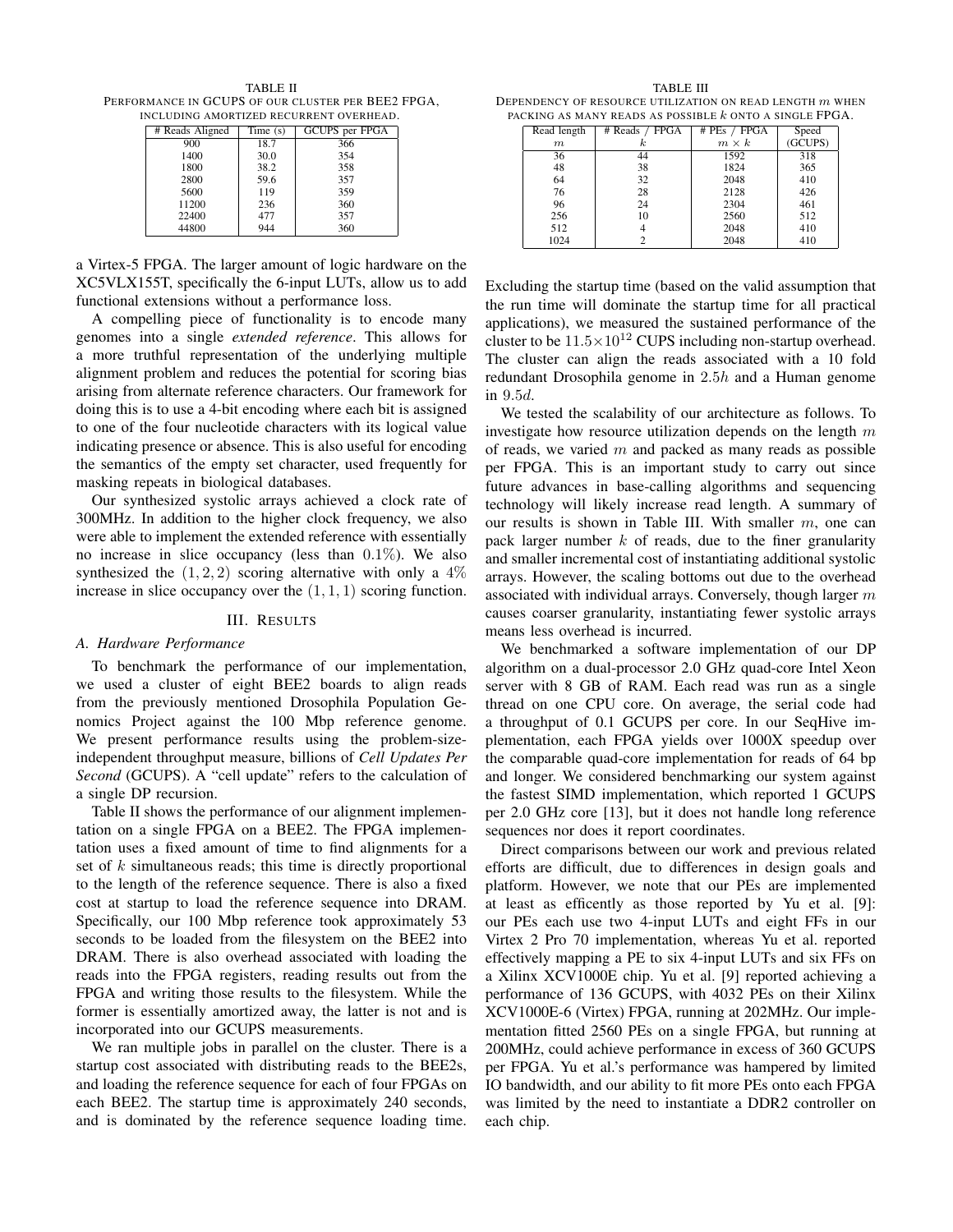TABLE II
PERFORMANCE IN GCUPS OF OUR CLUSTER PER BEE2 FPGA, INCLUDING AMORTIZED RECURRENT OVERHEAD.

| # Reads Aligned | Time (s) | GCUPS per FPGA |
|---|---|---|
| 900 | 18.7 | 366 |
| 1400 | 30.0 | 354 |
| 1800 | 38.2 | 358 |
| 2800 | 59.6 | 357 |
| 5600 | 119 | 359 |
| 11200 | 236 | 360 |
| 22400 | 477 | 357 |
| 44800 | 944 | 360 |

a Virtex-5 FPGA. The larger amount of logic hardware on the XC5VLX155T, specifically the 6-input LUTs, allow us to add functional extensions without a performance loss.

A compelling piece of functionality is to encode many genomes into a single *extended reference*. This allows for a more truthful representation of the underlying multiple alignment problem and reduces the potential for scoring bias arising from alternate reference characters. Our framework for doing this is to use a 4-bit encoding where each bit is assigned to one of the four nucleotide characters with its logical value indicating presence or absence. This is also useful for encoding the semantics of the empty set character, used frequently for masking repeats in biological databases.

Our synthesized systolic arrays achieved a clock rate of 300MHz. In addition to the higher clock frequency, we also were able to implement the extended reference with essentially no increase in slice occupancy (less than $0.1\%$). We also synthesized the $(1, 2, 2)$ scoring alternative with only a $4\%$ increase in slice occupancy over the $(1, 1, 1)$ scoring function.

## III. RESULTS

### A. Hardware Performance

To benchmark the performance of our implementation, we used a cluster of eight BEE2 boards to align reads from the previously mentioned Drosophila Population Genomics Project against the 100 Mbp reference genome. We present performance results using the problem-size-independent throughput measure, billions of *Cell Updates Per Second* (GCUPS). A "cell update" refers to the calculation of a single DP recursion.

Table II shows the performance of our alignment implementation on a single FPGA on a BEE2. The FPGA implementation uses a fixed amount of time to find alignments for a set of $k$ simultaneous reads; this time is directly proportional to the length of the reference sequence. There is also a fixed cost at startup to load the reference sequence into DRAM. Specifically, our 100 Mbp reference took approximately 53 seconds to be loaded from the filesystem on the BEE2 into DRAM. There is also overhead associated with loading the reads into the FPGA registers, reading results out from the FPGA and writing those results to the filesystem. While the former is essentially amortized away, the latter is not and is incorporated into our GCUPS measurements.

We ran multiple jobs in parallel on the cluster. There is a startup cost associated with distributing reads to the BEE2s, and loading the reference sequence for each of four FPGAs on each BEE2. The startup time is approximately 240 seconds, and is dominated by the reference sequence loading time.

TABLE III
DEPENDENCY OF RESOURCE UTILIZATION ON READ LENGTH $m$ WHEN PACKING AS MANY READS AS POSSIBLE $k$ ONTO A SINGLE FPGA.

| Read length $m$ | # Reads / FPGA $k$ | # PEs / FPGA $m \times k$ | Speed (GCUPS) |
|---|---|---|---|
| 36 | 44 | 1592 | 318 |
| 48 | 38 | 1824 | 365 |
| 64 | 32 | 2048 | 410 |
| 76 | 28 | 2128 | 426 |
| 96 | 24 | 2304 | 461 |
| 256 | 10 | 2560 | 512 |
| 512 | 4 | 2048 | 410 |
| 1024 | 2 | 2048 | 410 |

Excluding the startup time (based on the valid assumption that the run time will dominate the startup time for all practical applications), we measured the sustained performance of the cluster to be $11.5 \times 10^{12}$ CUPS including non-startup overhead. The cluster can align the reads associated with a 10 fold redundant Drosophila genome in $2.5h$ and a Human genome in $9.5d$.

We tested the scalability of our architecture as follows. To investigate how resource utilization depends on the length $m$ of reads, we varied $m$ and packed as many reads as possible per FPGA. This is an important study to carry out since future advances in base-calling algorithms and sequencing technology will likely increase read length. A summary of our results is shown in Table III. With smaller $m$, one can pack larger number $k$ of reads, due to the finer granularity and smaller incremental cost of instantiating additional systolic arrays. However, the scaling bottoms out due to the overhead associated with individual arrays. Conversely, though larger $m$ causes coarser granularity, instantiating fewer systolic arrays means less overhead is incurred.

We benchmarked a software implementation of our DP algorithm on a dual-processor 2.0 GHz quad-core Intel Xeon server with 8 GB of RAM. Each read was run as a single thread on one CPU core. On average, the serial code had a throughput of 0.1 GCUPS per core. In our SeqHive implementation, each FPGA yields over 1000X speedup over the comparable quad-core implementation for reads of 64 bp and longer. We considered benchmarking our system against the fastest SIMD implementation, which reported 1 GCUPS per 2.0 GHz core [13], but it does not handle long reference sequences nor does it report coordinates.

Direct comparisons between our work and previous related efforts are difficult, due to differences in design goals and platform. However, we note that our PEs are implemented at least as efficently as those reported by Yu et al. [9]: our PEs each use two 4-input LUTs and eight FFs in our Virtex 2 Pro 70 implementation, whereas Yu et al. reported effectively mapping a PE to six 4-input LUTs and six FFs on a Xilinx XCV1000E chip. Yu et al. [9] reported achieving a performance of 136 GCUPS, with 4032 PEs on their Xilinx XCV1000E-6 (Virtex) FPGA, running at 202MHz. Our implementation fitted 2560 PEs on a single FPGA, but running at 200MHz, could achieve performance in excess of 360 GCUPS per FPGA. Yu et al.'s performance was hampered by limited IO bandwidth, and our ability to fit more PEs onto each FPGA was limited by the need to instantiate a DDR2 controller on each chip.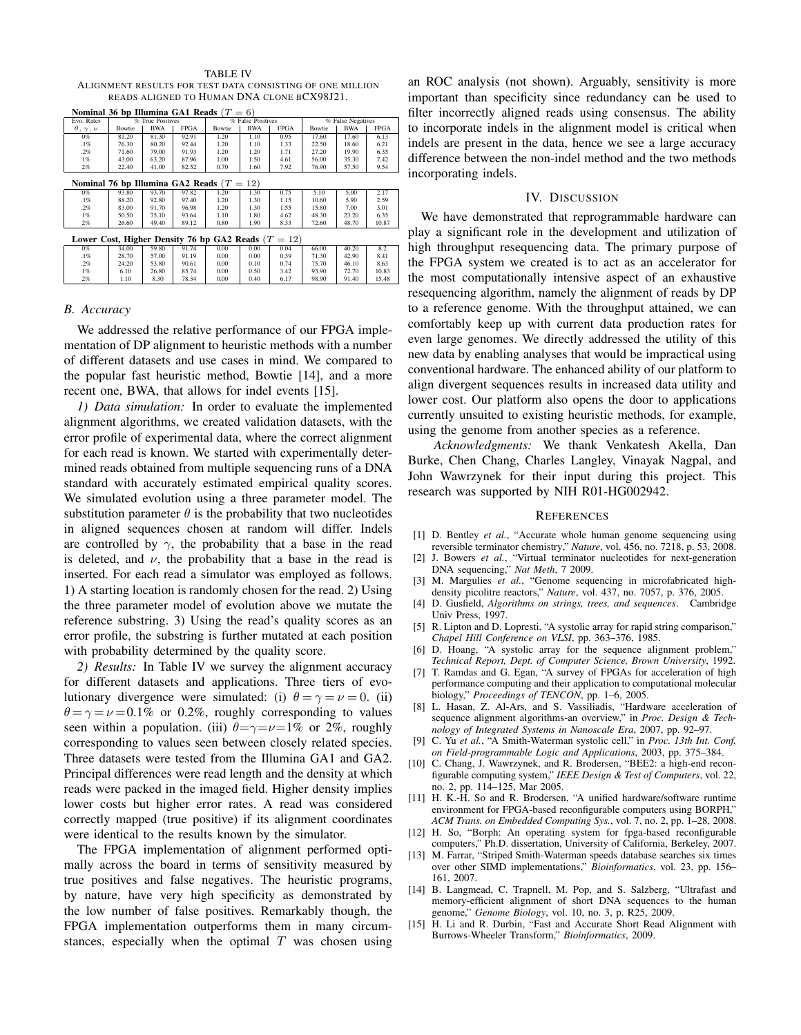TABLE IV

ALIGNMENT RESULTS FOR TEST DATA CONSISTING OF ONE MILLION READS ALIGNED TO HUMAN DNA CLONE BCX98J21.

**Nominal 36 bp Illumina GA1 Reads ($T = 6$)**

| Evo. Rates | % True Positives | | | % False Positives | | | % False Negatives | | |
|---|---|---|---|---|---|---|---|---|---|
| $\theta$, $\gamma$, $\nu$ | Bowtie | BWA | FPGA | Bowtie | BWA | FPGA | Bowtie | BWA | FPGA |
| 0% | 81.20 | 81.30 | 92.91 | 1.20 | 1.10 | 0.95 | 17.60 | 17.60 | 6.13 |
| .1% | 76.30 | 80.20 | 92.44 | 1.20 | 1.10 | 1.33 | 22.50 | 18.60 | 6.21 |
| .2% | 71.60 | 79.00 | 91.93 | 1.20 | 1.20 | 1.71 | 27.20 | 19.90 | 6.35 |
| 1% | 43.00 | 63.20 | 87.96 | 1.00 | 1.50 | 4.61 | 56.00 | 35.30 | 7.42 |
| 2% | 22.40 | 41.00 | 82.52 | 0.70 | 1.60 | 7.92 | 76.90 | 57.50 | 9.54 |

**Nominal 76 bp Illumina GA2 Reads ($T = 12$)**

| Evo. Rates | Bowtie | BWA | FPGA | Bowtie | BWA | FPGA | Bowtie | BWA | FPGA |
|---|---|---|---|---|---|---|---|---|---|
| 0% | 93.80 | 93.70 | 97.82 | 1.20 | 1.30 | 0.75 | 5.10 | 5.00 | 2.17 |
| .1% | 88.20 | 92.80 | 97.40 | 1.20 | 1.30 | 1.15 | 10.60 | 5.90 | 2.59 |
| .2% | 83.00 | 91.70 | 96.98 | 1.20 | 1.30 | 1.55 | 15.80 | 7.00 | 3.01 |
| 1% | 50.50 | 75.10 | 93.64 | 1.10 | 1.80 | 4.62 | 48.30 | 23.20 | 6.35 |
| 2% | 26.60 | 49.40 | 89.12 | 0.80 | 1.90 | 8.33 | 72.60 | 48.70 | 10.87 |

**Lower Cost, Higher Density 76 bp GA2 Reads ($T = 12$)**

| Evo. Rates | Bowtie | BWA | FPGA | Bowtie | BWA | FPGA | Bowtie | BWA | FPGA |
|---|---|---|---|---|---|---|---|---|---|
| 0% | 34.00 | 59.80 | 91.74 | 0.00 | 0.00 | 0.04 | 66.00 | 40.20 | 8.2 |
| .1% | 28.70 | 57.00 | 91.19 | 0.00 | 0.00 | 0.39 | 71.30 | 42.90 | 8.41 |
| .2% | 24.20 | 53.80 | 90.61 | 0.00 | 0.10 | 0.74 | 75.70 | 46.10 | 8.63 |
| 1% | 6.10 | 26.80 | 85.74 | 0.00 | 0.50 | 3.42 | 93.90 | 72.70 | 10.83 |
| 2% | 1.10 | 8.30 | 78.34 | 0.00 | 0.40 | 6.17 | 98.90 | 91.40 | 15.48 |

### B. Accuracy

We addressed the relative performance of our FPGA implementation of DP alignment to heuristic methods with a number of different datasets and use cases in mind. We compared to the popular fast heuristic method, Bowtie [14], and a more recent one, BWA, that allows for indel events [15].

*1) Data simulation:* In order to evaluate the implemented alignment algorithms, we created validation datasets, with the error profile of experimental data, where the correct alignment for each read is known. We started with experimentally determined reads obtained from multiple sequencing runs of a DNA standard with accurately estimated empirical quality scores. We simulated evolution using a three parameter model. The substitution parameter $\theta$ is the probability that two nucleotides in aligned sequences chosen at random will differ. Indels are controlled by $\gamma$, the probability that a base in the read is deleted, and $\nu$, the probability that a base in the read is inserted. For each read a simulator was employed as follows. 1) A starting location is randomly chosen for the read. 2) Using the three parameter model of evolution above we mutate the reference substring. 3) Using the read's quality scores as an error profile, the substring is further mutated at each position with probability determined by the quality score.

*2) Results:* In Table IV we survey the alignment accuracy for different datasets and applications. Three tiers of evolutionary divergence were simulated: (i) $\theta = \gamma = \nu = 0$. (ii) $\theta = \gamma = \nu = 0.1\%$ or 0.2%, roughly corresponding to values seen within a population. (iii) $\theta = \gamma = \nu = 1\%$ or 2%, roughly corresponding to values seen between closely related species. Three datasets were tested from the Illumina GA1 and GA2. Principal differences were read length and the density at which reads were packed in the imaged field. Higher density implies lower costs but higher error rates. A read was considered correctly mapped (true positive) if its alignment coordinates were identical to the results known by the simulator.

The FPGA implementation of alignment performed optimally across the board in terms of sensitivity measured by true positives and false negatives. The heuristic programs, by nature, have very high specificity as demonstrated by the low number of false positives. Remarkably though, the FPGA implementation outperforms them in many circumstances, especially when the optimal $T$ was chosen using an ROC analysis (not shown). Arguably, sensitivity is more important than specificity since redundancy can be used to filter incorrectly aligned reads using consensus. The ability to incorporate indels in the alignment model is critical when indels are present in the data, hence we see a large accuracy difference between the non-indel method and the two methods incorporating indels.

## IV. DISCUSSION

We have demonstrated that reprogrammable hardware can play a significant role in the development and utilization of high throughput resequencing data. The primary purpose of the FPGA system we created is to act as an accelerator for the most computationally intensive aspect of an exhaustive resequencing algorithm, namely the alignment of reads by DP to a reference genome. With the throughput attained, we can comfortably keep up with current data production rates for even large genomes. We directly addressed the utility of this new data by enabling analyses that would be impractical using conventional hardware. The enhanced ability of our platform to align divergent sequences results in increased data utility and lower cost. Our platform also opens the door to applications currently unsuited to existing heuristic methods, for example, using the genome from another species as a reference.

*Acknowledgments:* We thank Venkatesh Akella, Dan Burke, Chen Chang, Charles Langley, Vinayak Nagpal, and John Wawrzynek for their input during this project. This research was supported by NIH R01-HG002942.

## REFERENCES

[1] D. Bentley *et al.*, "Accurate whole human genome sequencing using reversible terminator chemistry," *Nature*, vol. 456, no. 7218, p. 53, 2008.

[2] J. Bowers *et al.*, "Virtual terminator nucleotides for next-generation DNA sequencing," *Nat Meth*, 7 2009.

[3] M. Margulies *et al.*, "Genome sequencing in microfabricated high-density picolitre reactors," *Nature*, vol. 437, no. 7057, p. 376, 2005.

[4] D. Gusfield, *Algorithms on strings, trees, and sequences*. Cambridge Univ Press, 1997.

[5] R. Lipton and D. Lopresti, "A systolic array for rapid string comparison," *Chapel Hill Conference on VLSI*, pp. 363–376, 1985.

[6] D. Hoang, "A systolic array for the sequence alignment problem," *Technical Report, Dept. of Computer Science, Brown University*, 1992.

[7] T. Ramdas and G. Egan, "A survey of FPGAs for acceleration of high performance computing and their application to computational molecular biology," *Proceedings of TENCON*, pp. 1–6, 2005.

[8] L. Hasan, Z. Al-Ars, and S. Vassiliadis, "Hardware acceleration of sequence alignment algorithms-an overview," in *Proc. Design & Technology of Integrated Systems in Nanoscale Era*, 2007, pp. 92–97.

[9] C. Yu *et al.*, "A Smith-Waterman systolic cell," in *Proc. 13th Int. Conf. on Field-programmable Logic and Applications*, 2003, pp. 375–384.

[10] C. Chang, J. Wawrzynek, and R. Brodersen, "BEE2: a high-end reconfigurable computing system," *IEEE Design & Test of Computers*, vol. 22, no. 2, pp. 114–125, Mar 2005.

[11] H. K.-H. So and R. Brodersen, "A unified hardware/software runtime environment for FPGA-based reconfigurable computers using BORPH," *ACM Trans. on Embedded Computing Sys.*, vol. 7, no. 2, pp. 1–28, 2008.

[12] H. So, "Borph: An operating system for fpga-based reconfigurable computers," Ph.D. dissertation, University of California, Berkeley, 2007.

[13] M. Farrar, "Striped Smith-Waterman speeds database searches six times over other SIMD implementations," *Bioinformatics*, vol. 23, pp. 156–161, 2007.

[14] B. Langmead, C. Trapnell, M. Pop, and S. Salzberg, "Ultrafast and memory-efficient alignment of short DNA sequences to the human genome," *Genome Biology*, vol. 10, no. 3, p. R25, 2009.

[15] H. Li and R. Durbin, "Fast and Accurate Short Read Alignment with Burrows-Wheeler Transform," *Bioinformatics*, 2009.